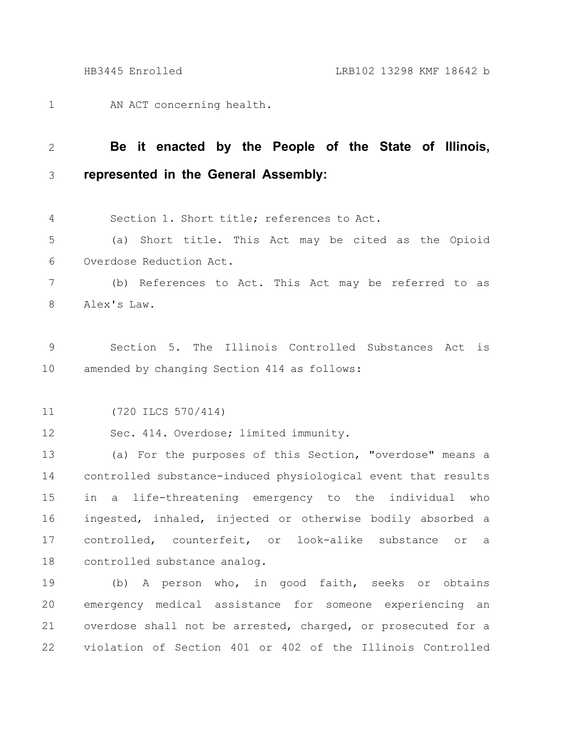AN ACT concerning health.

**Be it enacted by the People of the State of Illinois, represented in the General Assembly:**

Section 1. Short title; references to Act.

(a) Short title. This Act may be cited as the Opioid Overdose Reduction Act.

(b) References to Act. This Act may be referred to as Alex's Law.

Section 5. The Illinois Controlled Substances Act is amended by changing Section 414 as follows:

(720 ILCS 570/414)

Sec. 414. Overdose; limited immunity.

(a) For the purposes of this Section, "overdose" means a controlled substance-induced physiological event that results in a life-threatening emergency to the individual who ingested, inhaled, injected or otherwise bodily absorbed a controlled, counterfeit, or look-alike substance or a controlled substance analog.

(b) A person who, in good faith, seeks or obtains emergency medical assistance for someone experiencing an overdose shall not be arrested, charged, or prosecuted for a violation of Section 401 or 402 of the Illinois Controlled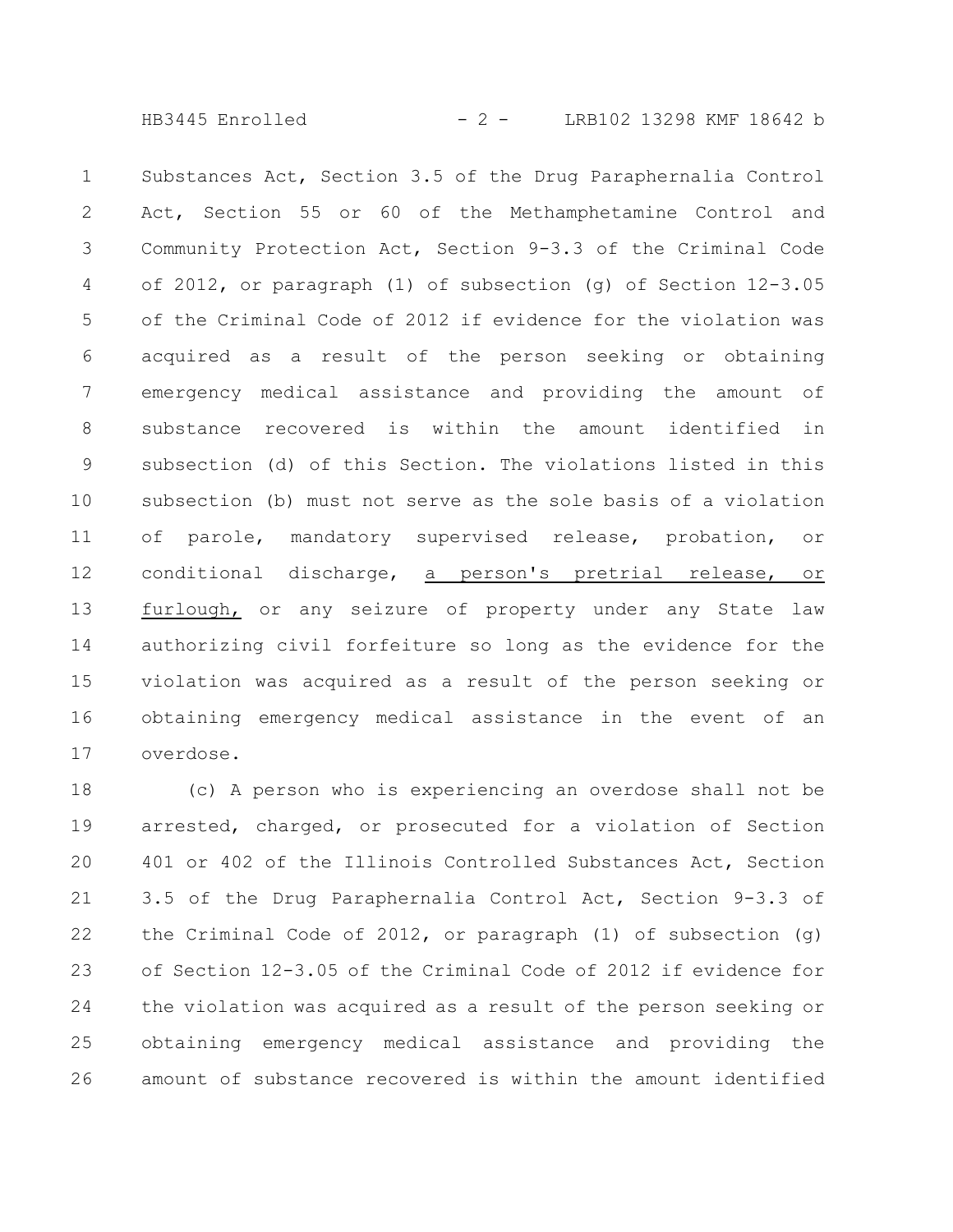Substances Act, Section 3.5 of the Drug Paraphernalia Control Act, Section 55 or 60 of the Methamphetamine Control and Community Protection Act, Section 9-3.3 of the Criminal Code of 2012, or paragraph (1) of subsection (g) of Section 12-3.05 of the Criminal Code of 2012 if evidence for the violation was acquired as a result of the person seeking or obtaining emergency medical assistance and providing the amount of substance recovered is within the amount identified in subsection (d) of this Section. The violations listed in this subsection (b) must not serve as the sole basis of a violation of parole, mandatory supervised release, probation, or conditional discharge, a person's pretrial release, or furlough, or any seizure of property under any State law authorizing civil forfeiture so long as the evidence for the violation was acquired as a result of the person seeking or obtaining emergency medical assistance in the event of an overdose.

(c) A person who is experiencing an overdose shall not be arrested, charged, or prosecuted for a violation of Section 401 or 402 of the Illinois Controlled Substances Act, Section 3.5 of the Drug Paraphernalia Control Act, Section 9-3.3 of the Criminal Code of 2012, or paragraph (1) of subsection (g) of Section 12-3.05 of the Criminal Code of 2012 if evidence for the violation was acquired as a result of the person seeking or obtaining emergency medical assistance and providing the amount of substance recovered is within the amount identified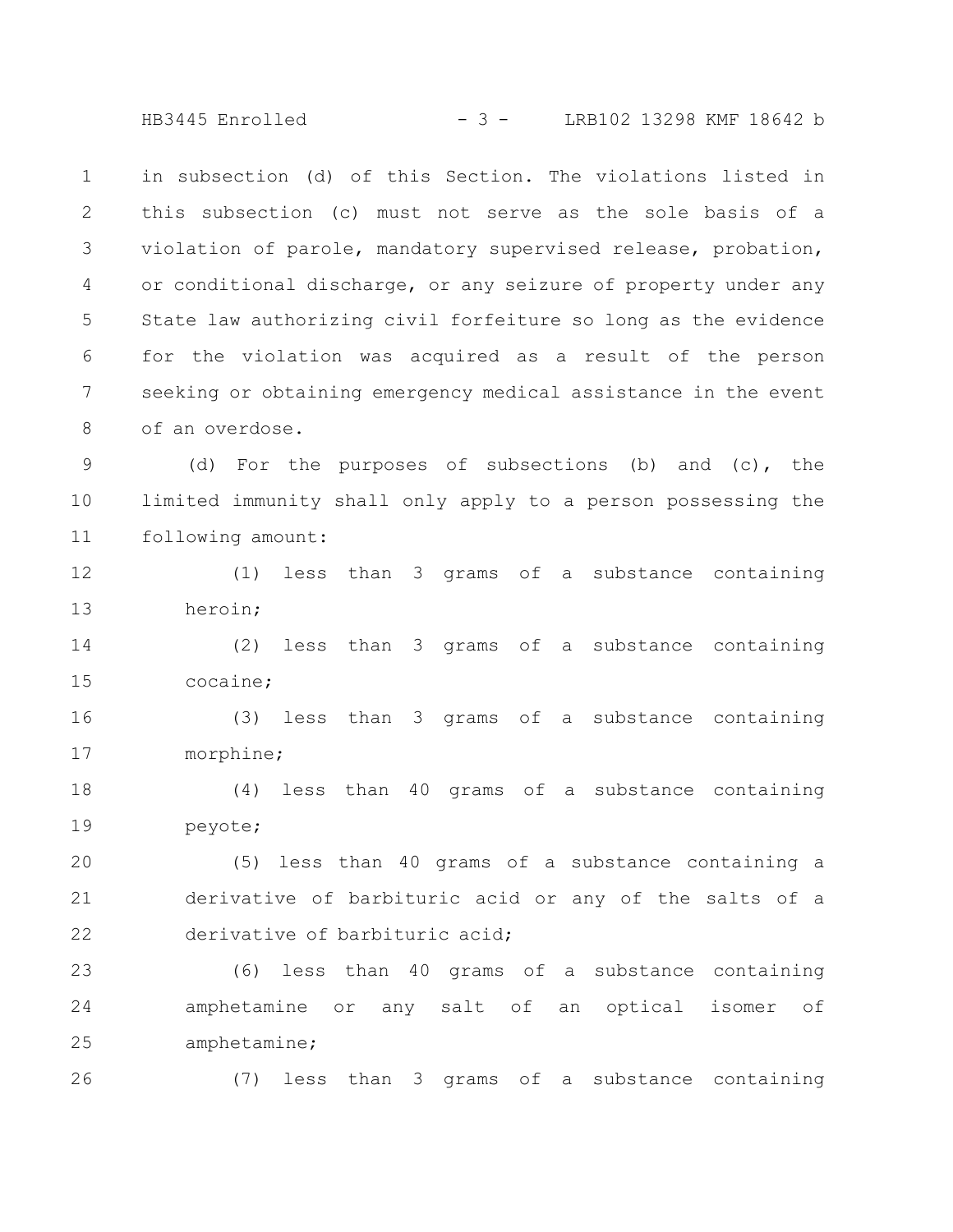in subsection (d) of this Section. The violations listed in this subsection (c) must not serve as the sole basis of a violation of parole, mandatory supervised release, probation, or conditional discharge, or any seizure of property under any State law authorizing civil forfeiture so long as the evidence for the violation was acquired as a result of the person seeking or obtaining emergency medical assistance in the event of an overdose.

(d) For the purposes of subsections (b) and (c), the limited immunity shall only apply to a person possessing the following amount:

(1) less than 3 grams of a substance containing heroin;

(2) less than 3 grams of a substance containing cocaine;

(3) less than 3 grams of a substance containing morphine;

(4) less than 40 grams of a substance containing peyote;

(5) less than 40 grams of a substance containing a derivative of barbituric acid or any of the salts of a derivative of barbituric acid;

(6) less than 40 grams of a substance containing amphetamine or any salt of an optical isomer of amphetamine;

(7) less than 3 grams of a substance containing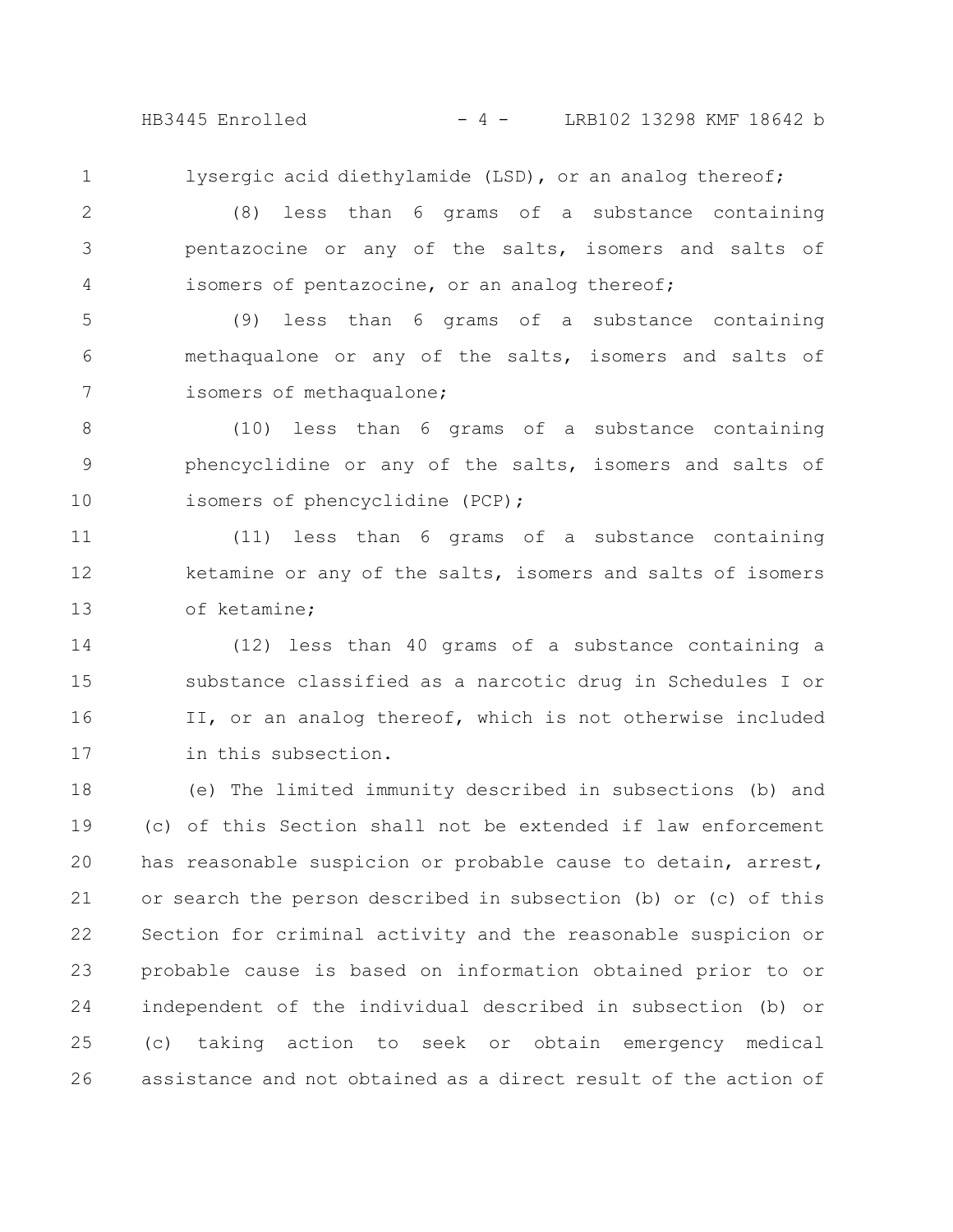lysergic acid diethylamide (LSD), or an analog thereof;

(8) less than 6 grams of a substance containing pentazocine or any of the salts, isomers and salts of isomers of pentazocine, or an analog thereof;

(9) less than 6 grams of a substance containing methaqualone or any of the salts, isomers and salts of isomers of methaqualone;

(10) less than 6 grams of a substance containing phencyclidine or any of the salts, isomers and salts of isomers of phencyclidine (PCP);

(11) less than 6 grams of a substance containing ketamine or any of the salts, isomers and salts of isomers of ketamine;

(12) less than 40 grams of a substance containing a substance classified as a narcotic drug in Schedules I or II, or an analog thereof, which is not otherwise included in this subsection.

(e) The limited immunity described in subsections (b) and (c) of this Section shall not be extended if law enforcement has reasonable suspicion or probable cause to detain, arrest, or search the person described in subsection (b) or (c) of this Section for criminal activity and the reasonable suspicion or probable cause is based on information obtained prior to or independent of the individual described in subsection (b) or (c) taking action to seek or obtain emergency medical assistance and not obtained as a direct result of the action of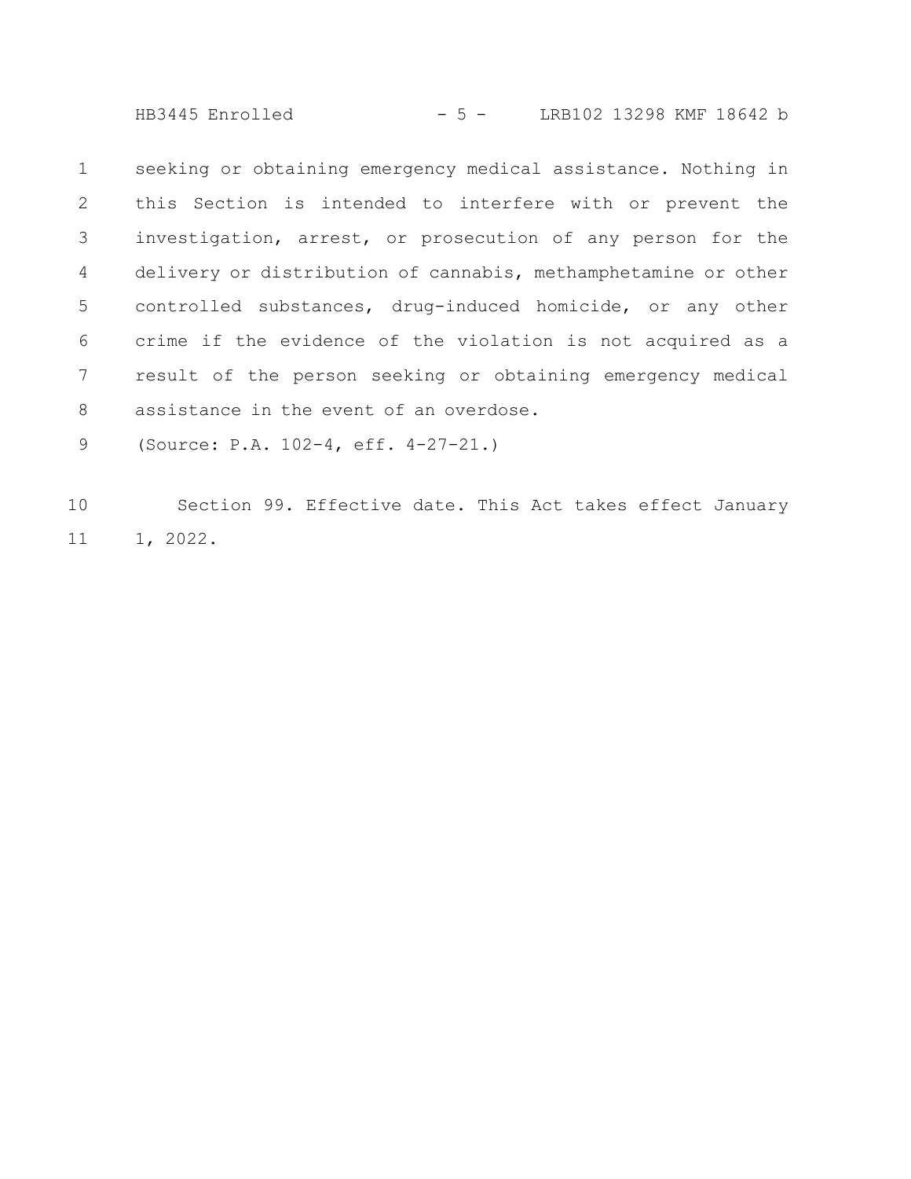seeking or obtaining emergency medical assistance. Nothing in this Section is intended to interfere with or prevent the investigation, arrest, or prosecution of any person for the delivery or distribution of cannabis, methamphetamine or other controlled substances, drug-induced homicide, or any other crime if the evidence of the violation is not acquired as a result of the person seeking or obtaining emergency medical assistance in the event of an overdose.

(Source: P.A. 102-4, eff. 4-27-21.)

Section 99. Effective date. This Act takes effect January 1, 2022.